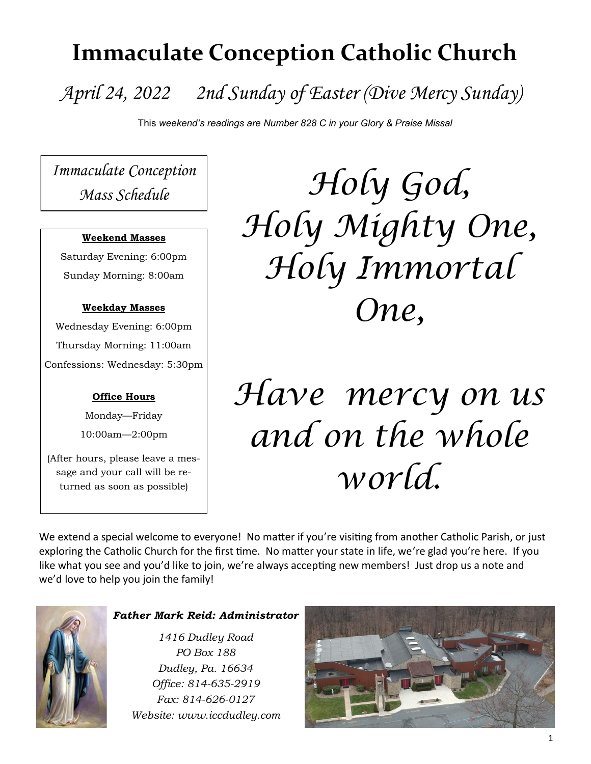# Immaculate Conception Catholic Church

*April 24, 2022 2nd Sunday of Easter (Dive Mercy Sunday)*

This *weekend's readings are Number 828 C in your Glory & Praise Missal*

*Immaculate Conception Mass Schedule*

**Weekend Masses**

Saturday Evening: 6:00pm

Sunday Morning: 8:00am

**Weekday Masses**

Wednesday Evening: 6:00pm

Thursday Morning: 11:00am

Confessions: Wednesday: 5:30pm

**Office Hours**

Monday—Friday

10:00am—2:00pm

(After hours, please leave a message and your call will be returned as soon as possible)

*Holy God,*
*Holy Mighty One,*
*Holy Immortal One,*

*Have mercy on us and on the whole world.*

We extend a special welcome to everyone! No matter if you're visiting from another Catholic Parish, or just exploring the Catholic Church for the first time. No matter your state in life, we're glad you're here. If you like what you see and you'd like to join, we're always accepting new members! Just drop us a note and we'd love to help you join the family!

***Father Mark Reid: Administrator***

*1416 Dudley Road*
*PO Box 188*
*Dudley, Pa. 16634*
*Office: 814-635-2919*
*Fax: 814-626-0127*
*Website: www.iccdudley.com*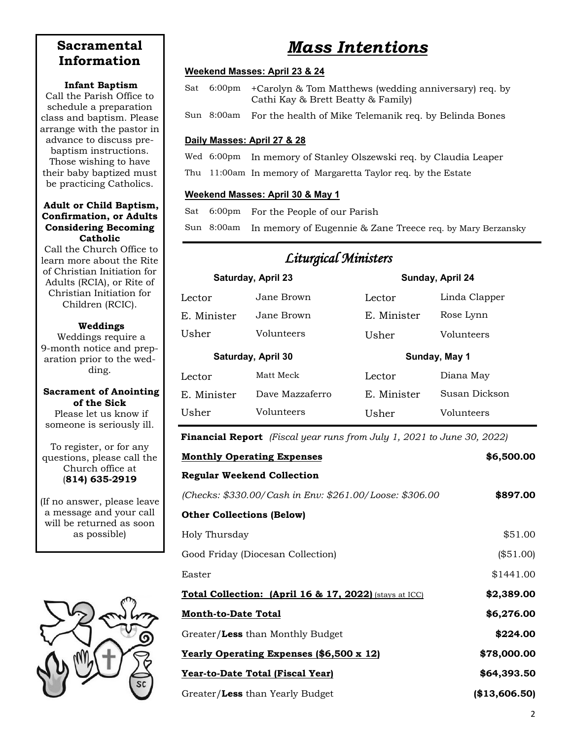## Sacramental Information

**Infant Baptism**

Call the Parish Office to schedule a preparation class and baptism. Please arrange with the pastor in advance to discuss pre-baptism instructions. Those wishing to have their baby baptized must be practicing Catholics.

**Adult or Child Baptism, Confirmation, or Adults Considering Becoming Catholic**

Call the Church Office to learn more about the Rite of Christian Initiation for Adults (RCIA), or Rite of Christian Initiation for Children (RCIC).

**Weddings**

Weddings require a 9-month notice and preparation prior to the wedding.

**Sacrament of Anointing of the Sick**

Please let us know if someone is seriously ill.

To register, or for any questions, please call the Church office at (**814) 635-2919**

(If no answer, please leave a message and your call will be returned as soon as possible)

# *Mass Intentions*

**Weekend Masses: April 23 & 24**

| | | |
|---|---|---|
| Sat | 6:00pm | +Carolyn & Tom Matthews (wedding anniversary) req. by Cathi Kay & Brett Beatty & Family) |
| Sun | 8:00am | For the health of Mike Telemanik req. by Belinda Bones |

**Daily Masses: April 27 & 28**

| | | |
|---|---|---|
| Wed | 6:00pm | In memory of Stanley Olszewski req. by Claudia Leaper |
| Thu | 11:00am | In memory of Margaretta Taylor req. by the Estate |

**Weekend Masses: April 30 & May 1**

| | | |
|---|---|---|
| Sat | 6:00pm | For the People of our Parish |
| Sun | 8:00am | In memory of Eugennie & Zane Treece req. by Mary Berzansky |

## *Liturgical Ministers*

| Saturday, April 23 | | Sunday, April 24 | |
|---|---|---|---|
| Lector | Jane Brown | Lector | Linda Clapper |
| E. Minister | Jane Brown | E. Minister | Rose Lynn |
| Usher | Volunteers | Usher | Volunteers |
| **Saturday, April 30** | | **Sunday, May 1** | |
| Lector | Matt Meck | Lector | Diana May |
| E. Minister | Dave Mazzaferro | E. Minister | Susan Dickson |
| Usher | Volunteers | Usher | Volunteers |

**Financial Report** *(Fiscal year runs from July 1, 2021 to June 30, 2022)*

| | |
|---|---|
| **Monthly Operating Expenses** | **$6,500.00** |
| **Regular Weekend Collection** | |
| *(Checks: $330.00/Cash in Env: $261.00/Loose: $306.00* | **$897.00** |
| **Other Collections (Below)** | |
| Holy Thursday | $51.00 |
| Good Friday (Diocesan Collection) | ($51.00) |
| Easter | $1441.00 |
| **Total Collection: (April 16 & 17, 2022)** (stays at ICC) | **$2,389.00** |
| **Month-to-Date Total** | **$6,276.00** |
| Greater/**Less** than Monthly Budget | **$224.00** |
| **Yearly Operating Expenses ($6,500 x 12)** | **$78,000.00** |
| **Year-to-Date Total (Fiscal Year)** | **$64,393.50** |
| Greater/**Less** than Yearly Budget | **($13,606.50)** |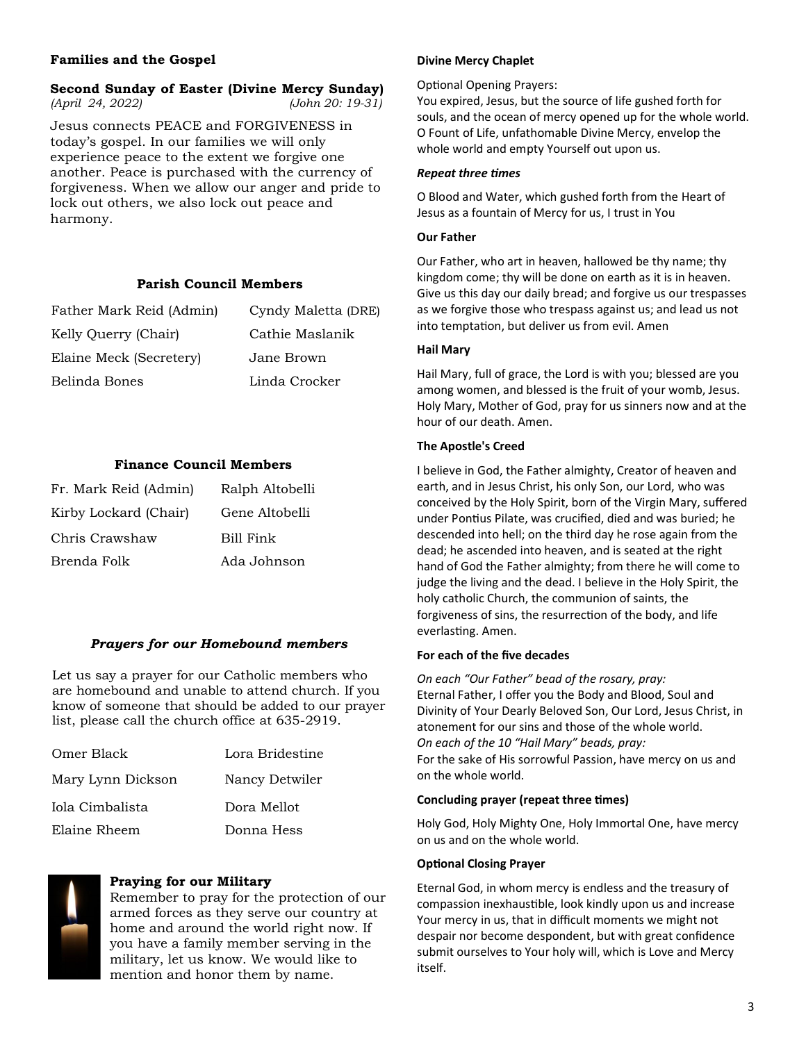## Families and the Gospel

**Second Sunday of Easter (Divine Mercy Sunday)**
*(April 24, 2022)* *(John 20: 19-31)*

Jesus connects PEACE and FORGIVENESS in today's gospel. In our families we will only experience peace to the extent we forgive one another. Peace is purchased with the currency of forgiveness. When we allow our anger and pride to lock out others, we also lock out peace and harmony.

### Parish Council Members

| | |
|---|---|
| Father Mark Reid (Admin) | Cyndy Maletta (DRE) |
| Kelly Querry (Chair) | Cathie Maslanik |
| Elaine Meck (Secretery) | Jane Brown |
| Belinda Bones | Linda Crocker |

### Finance Council Members

| | |
|---|---|
| Fr. Mark Reid (Admin) | Ralph Altobelli |
| Kirby Lockard (Chair) | Gene Altobelli |
| Chris Crawshaw | Bill Fink |
| Brenda Folk | Ada Johnson |

### *Prayers for our Homebound members*

Let us say a prayer for our Catholic members who are homebound and unable to attend church. If you know of someone that should be added to our prayer list, please call the church office at 635-2919.

| | |
|---|---|
| Omer Black | Lora Bridestine |
| Mary Lynn Dickson | Nancy Detwiler |
| Iola Cimbalista | Dora Mellot |
| Elaine Rheem | Donna Hess |

### Praying for our Military

Remember to pray for the protection of our armed forces as they serve our country at home and around the world right now. If you have a family member serving in the military, let us know. We would like to mention and honor them by name.

## Divine Mercy Chaplet

Optional Opening Prayers:
You expired, Jesus, but the source of life gushed forth for souls, and the ocean of mercy opened up for the whole world. O Fount of Life, unfathomable Divine Mercy, envelop the whole world and empty Yourself out upon us.

***Repeat three times***

O Blood and Water, which gushed forth from the Heart of Jesus as a fountain of Mercy for us, I trust in You

**Our Father**

Our Father, who art in heaven, hallowed be thy name; thy kingdom come; thy will be done on earth as it is in heaven. Give us this day our daily bread; and forgive us our trespasses as we forgive those who trespass against us; and lead us not into temptation, but deliver us from evil. Amen

**Hail Mary**

Hail Mary, full of grace, the Lord is with you; blessed are you among women, and blessed is the fruit of your womb, Jesus. Holy Mary, Mother of God, pray for us sinners now and at the hour of our death. Amen.

**The Apostle's Creed**

I believe in God, the Father almighty, Creator of heaven and earth, and in Jesus Christ, his only Son, our Lord, who was conceived by the Holy Spirit, born of the Virgin Mary, suffered under Pontius Pilate, was crucified, died and was buried; he descended into hell; on the third day he rose again from the dead; he ascended into heaven, and is seated at the right hand of God the Father almighty; from there he will come to judge the living and the dead. I believe in the Holy Spirit, the holy catholic Church, the communion of saints, the forgiveness of sins, the resurrection of the body, and life everlasting. Amen.

**For each of the five decades**

*On each "Our Father" bead of the rosary, pray:*
Eternal Father, I offer you the Body and Blood, Soul and Divinity of Your Dearly Beloved Son, Our Lord, Jesus Christ, in atonement for our sins and those of the whole world.
*On each of the 10 "Hail Mary" beads, pray:*
For the sake of His sorrowful Passion, have mercy on us and on the whole world.

**Concluding prayer (repeat three times)**

Holy God, Holy Mighty One, Holy Immortal One, have mercy on us and on the whole world.

**Optional Closing Prayer**

Eternal God, in whom mercy is endless and the treasury of compassion inexhaustible, look kindly upon us and increase Your mercy in us, that in difficult moments we might not despair nor become despondent, but with great confidence submit ourselves to Your holy will, which is Love and Mercy itself.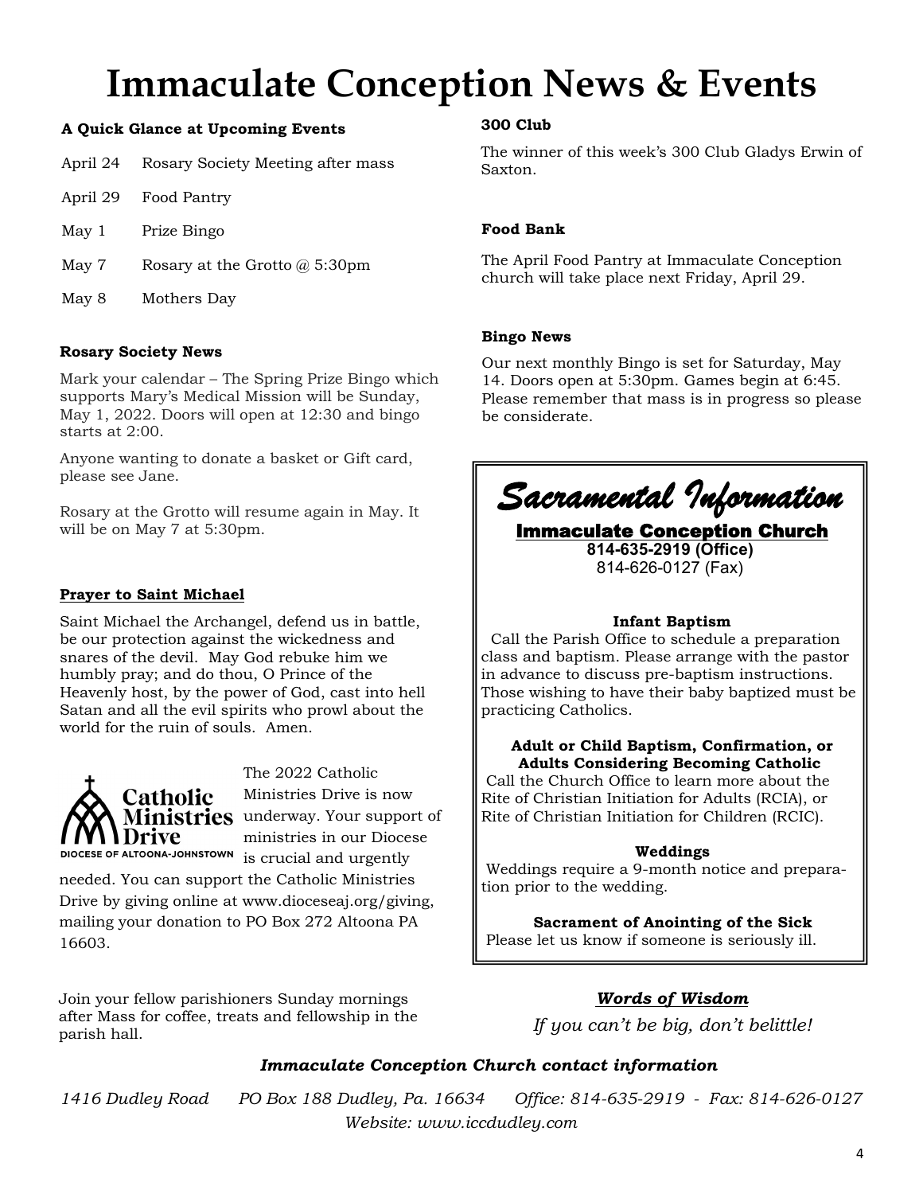# Immaculate Conception News & Events

**A Quick Glance at Upcoming Events**

| | |
|---|---|
| April 24 | Rosary Society Meeting after mass |
| April 29 | Food Pantry |
| May 1 | Prize Bingo |
| May 7 | Rosary at the Grotto @ 5:30pm |
| May 8 | Mothers Day |

**Rosary Society News**

Mark your calendar – The Spring Prize Bingo which supports Mary's Medical Mission will be Sunday, May 1, 2022. Doors will open at 12:30 and bingo starts at 2:00.

Anyone wanting to donate a basket or Gift card, please see Jane.

Rosary at the Grotto will resume again in May. It will be on May 7 at 5:30pm.

**Prayer to Saint Michael**

Saint Michael the Archangel, defend us in battle, be our protection against the wickedness and snares of the devil. May God rebuke him we humbly pray; and do thou, O Prince of the Heavenly host, by the power of God, cast into hell Satan and all the evil spirits who prowl about the world for the ruin of souls. Amen.

Catholic Ministries Drive
DIOCESE OF ALTOONA-JOHNSTOWN

The 2022 Catholic Ministries Drive is now underway. Your support of ministries in our Diocese is crucial and urgently needed. You can support the Catholic Ministries Drive by giving online at www.dioceseaj.org/giving, mailing your donation to PO Box 272 Altoona PA 16603.

Join your fellow parishioners Sunday mornings after Mass for coffee, treats and fellowship in the parish hall.

**300 Club**

The winner of this week's 300 Club Gladys Erwin of Saxton.

**Food Bank**

The April Food Pantry at Immaculate Conception church will take place next Friday, April 29.

**Bingo News**

Our next monthly Bingo is set for Saturday, May 14. Doors open at 5:30pm. Games begin at 6:45. Please remember that mass is in progress so please be considerate.

## *Sacramental Information*

**Immaculate Conception Church**
**814-635-2919 (Office)**
814-626-0127 (Fax)

**Infant Baptism**

Call the Parish Office to schedule a preparation class and baptism. Please arrange with the pastor in advance to discuss pre-baptism instructions. Those wishing to have their baby baptized must be practicing Catholics.

**Adult or Child Baptism, Confirmation, or Adults Considering Becoming Catholic**

Call the Church Office to learn more about the Rite of Christian Initiation for Adults (RCIA), or Rite of Christian Initiation for Children (RCIC).

**Weddings**

Weddings require a 9-month notice and preparation prior to the wedding.

**Sacrament of Anointing of the Sick**

Please let us know if someone is seriously ill.

***Words of Wisdom***

*If you can't be big, don't belittle!*

***Immaculate Conception Church contact information***

*1416 Dudley Road PO Box 188 Dudley, Pa. 16634 Office: 814-635-2919 - Fax: 814-626-0127*
*Website: www.iccdudley.com*